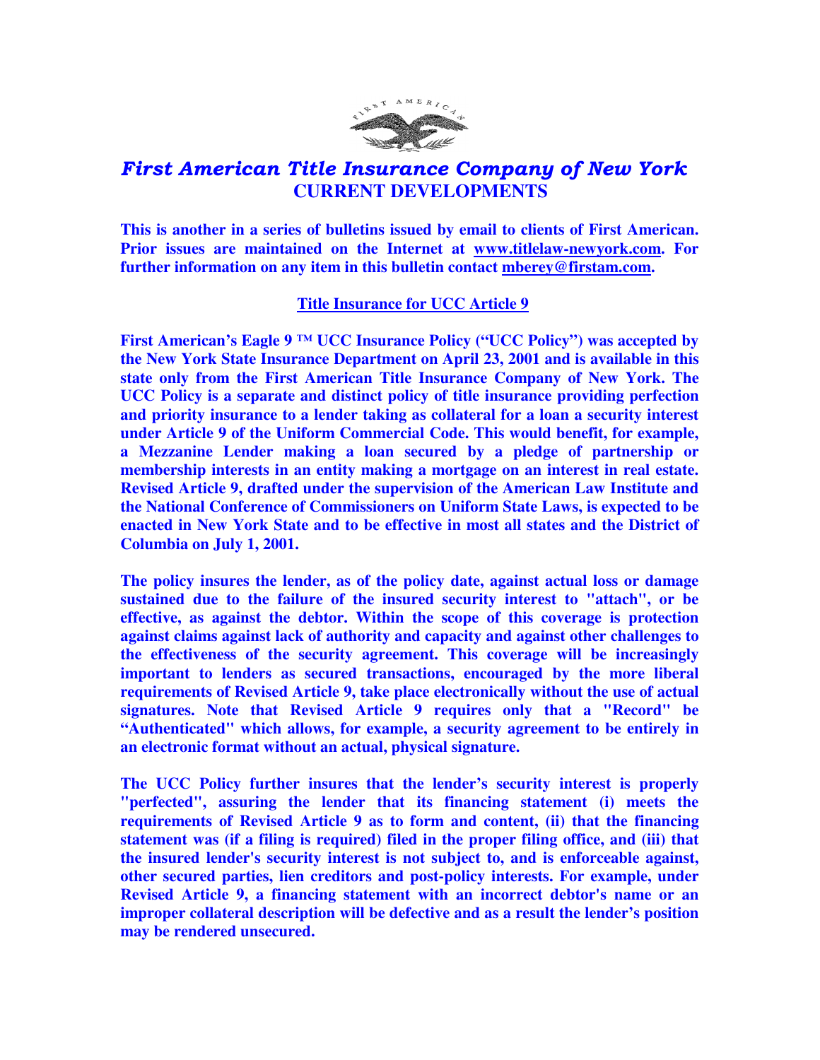# *First American Title Insurance Company of New York*

## CURRENT DEVELOPMENTS

**This is another in a series of bulletins issued by email to clients of First American. Prior issues are maintained on the Internet at www.titlelaw-newyork.com. For further information on any item in this bulletin contact mberey@firstam.com.**

### Title Insurance for UCC Article 9

**First American's Eagle 9 ™ UCC Insurance Policy ("UCC Policy") was accepted by the New York State Insurance Department on April 23, 2001 and is available in this state only from the First American Title Insurance Company of New York. The UCC Policy is a separate and distinct policy of title insurance providing perfection and priority insurance to a lender taking as collateral for a loan a security interest under Article 9 of the Uniform Commercial Code. This would benefit, for example, a Mezzanine Lender making a loan secured by a pledge of partnership or membership interests in an entity making a mortgage on an interest in real estate. Revised Article 9, drafted under the supervision of the American Law Institute and the National Conference of Commissioners on Uniform State Laws, is expected to be enacted in New York State and to be effective in most all states and the District of Columbia on July 1, 2001.**

**The policy insures the lender, as of the policy date, against actual loss or damage sustained due to the failure of the insured security interest to "attach", or be effective, as against the debtor. Within the scope of this coverage is protection against claims against lack of authority and capacity and against other challenges to the effectiveness of the security agreement. This coverage will be increasingly important to lenders as secured transactions, encouraged by the more liberal requirements of Revised Article 9, take place electronically without the use of actual signatures. Note that Revised Article 9 requires only that a "Record" be "Authenticated" which allows, for example, a security agreement to be entirely in an electronic format without an actual, physical signature.**

**The UCC Policy further insures that the lender's security interest is properly "perfected", assuring the lender that its financing statement (i) meets the requirements of Revised Article 9 as to form and content, (ii) that the financing statement was (if a filing is required) filed in the proper filing office, and (iii) that the insured lender's security interest is not subject to, and is enforceable against, other secured parties, lien creditors and post-policy interests. For example, under Revised Article 9, a financing statement with an incorrect debtor's name or an improper collateral description will be defective and as a result the lender's position may be rendered unsecured.**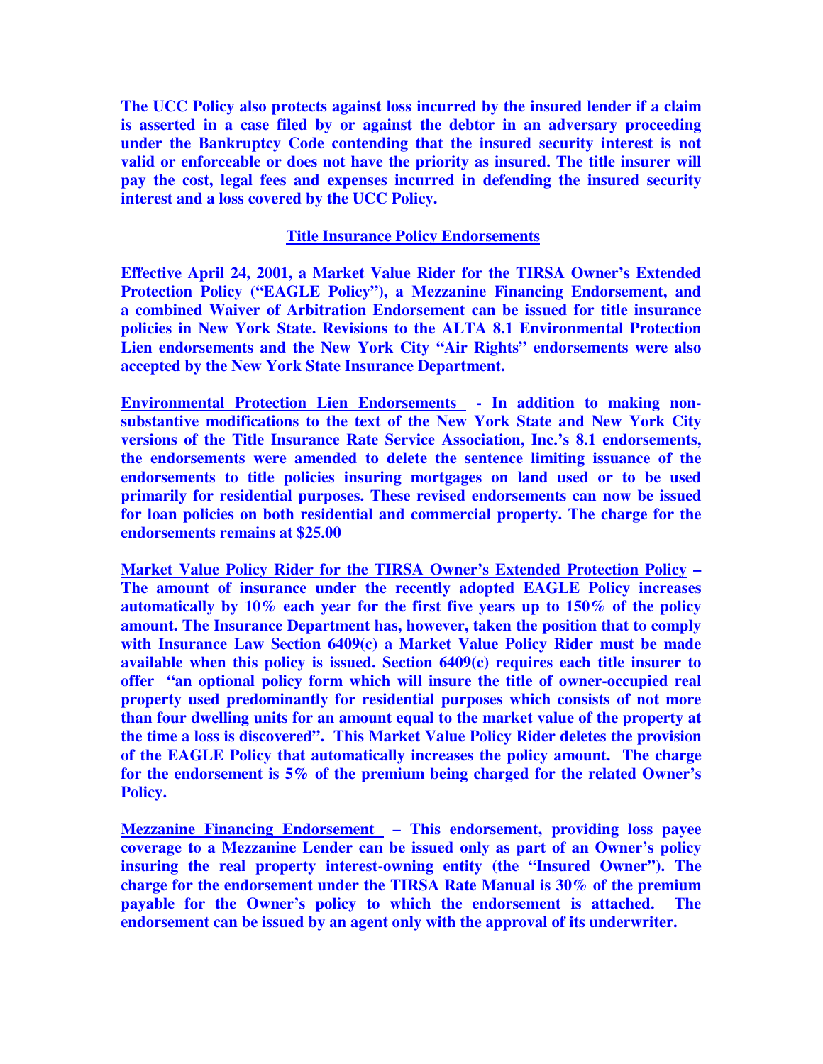**The UCC Policy also protects against loss incurred by the insured lender if a claim is asserted in a case filed by or against the debtor in an adversary proceeding under the Bankruptcy Code contending that the insured security interest is not valid or enforceable or does not have the priority as insured. The title insurer will pay the cost, legal fees and expenses incurred in defending the insured security interest and a loss covered by the UCC Policy.**

## Title Insurance Policy Endorsements

**Effective April 24, 2001, a Market Value Rider for the TIRSA Owner's Extended Protection Policy ("EAGLE Policy"), a Mezzanine Financing Endorsement, and a combined Waiver of Arbitration Endorsement can be issued for title insurance policies in New York State. Revisions to the ALTA 8.1 Environmental Protection Lien endorsements and the New York City "Air Rights" endorsements were also accepted by the New York State Insurance Department.**

**Environmental Protection Lien Endorsements - In addition to making non-substantive modifications to the text of the New York State and New York City versions of the Title Insurance Rate Service Association, Inc.'s 8.1 endorsements, the endorsements were amended to delete the sentence limiting issuance of the endorsements to title policies insuring mortgages on land used or to be used primarily for residential purposes. These revised endorsements can now be issued for loan policies on both residential and commercial property. The charge for the endorsements remains at $25.00**

**Market Value Policy Rider for the TIRSA Owner's Extended Protection Policy – The amount of insurance under the recently adopted EAGLE Policy increases automatically by 10% each year for the first five years up to 150% of the policy amount. The Insurance Department has, however, taken the position that to comply with Insurance Law Section 6409(c) a Market Value Policy Rider must be made available when this policy is issued. Section 6409(c) requires each title insurer to offer "an optional policy form which will insure the title of owner-occupied real property used predominantly for residential purposes which consists of not more than four dwelling units for an amount equal to the market value of the property at the time a loss is discovered". This Market Value Policy Rider deletes the provision of the EAGLE Policy that automatically increases the policy amount. The charge for the endorsement is 5% of the premium being charged for the related Owner's Policy.**

**Mezzanine Financing Endorsement – This endorsement, providing loss payee coverage to a Mezzanine Lender can be issued only as part of an Owner's policy insuring the real property interest-owning entity (the "Insured Owner"). The charge for the endorsement under the TIRSA Rate Manual is 30% of the premium payable for the Owner's policy to which the endorsement is attached. The endorsement can be issued by an agent only with the approval of its underwriter.**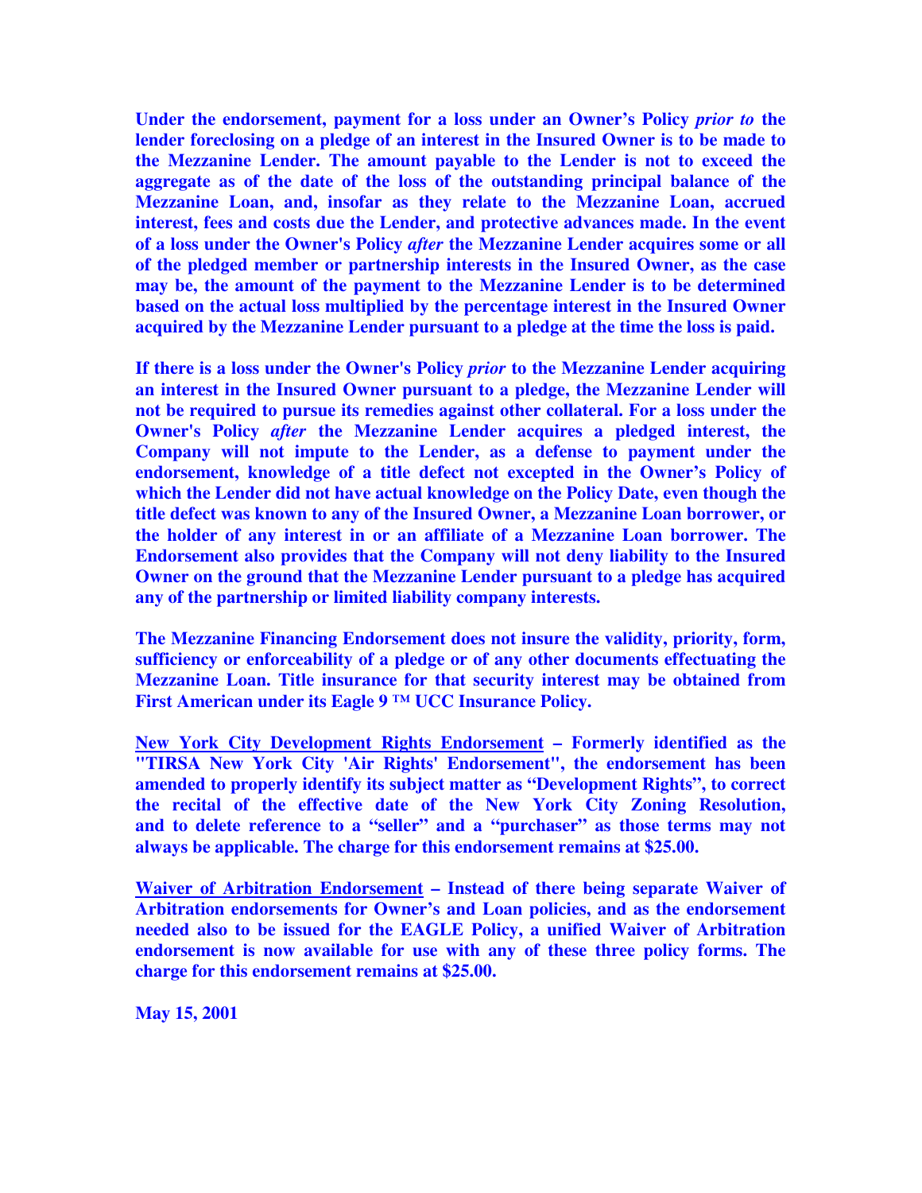**Under the endorsement, payment for a loss under an Owner's Policy *prior to* the lender foreclosing on a pledge of an interest in the Insured Owner is to be made to the Mezzanine Lender. The amount payable to the Lender is not to exceed the aggregate as of the date of the loss of the outstanding principal balance of the Mezzanine Loan, and, insofar as they relate to the Mezzanine Loan, accrued interest, fees and costs due the Lender, and protective advances made. In the event of a loss under the Owner's Policy *after* the Mezzanine Lender acquires some or all of the pledged member or partnership interests in the Insured Owner, as the case may be, the amount of the payment to the Mezzanine Lender is to be determined based on the actual loss multiplied by the percentage interest in the Insured Owner acquired by the Mezzanine Lender pursuant to a pledge at the time the loss is paid.**

**If there is a loss under the Owner's Policy *prior* to the Mezzanine Lender acquiring an interest in the Insured Owner pursuant to a pledge, the Mezzanine Lender will not be required to pursue its remedies against other collateral. For a loss under the Owner's Policy *after* the Mezzanine Lender acquires a pledged interest, the Company will not impute to the Lender, as a defense to payment under the endorsement, knowledge of a title defect not excepted in the Owner's Policy of which the Lender did not have actual knowledge on the Policy Date, even though the title defect was known to any of the Insured Owner, a Mezzanine Loan borrower, or the holder of any interest in or an affiliate of a Mezzanine Loan borrower. The Endorsement also provides that the Company will not deny liability to the Insured Owner on the ground that the Mezzanine Lender pursuant to a pledge has acquired any of the partnership or limited liability company interests.**

**The Mezzanine Financing Endorsement does not insure the validity, priority, form, sufficiency or enforceability of a pledge or of any other documents effectuating the Mezzanine Loan. Title insurance for that security interest may be obtained from First American under its Eagle 9 ™ UCC Insurance Policy.**

**<u>New York City Development Rights Endorsement</u> – Formerly identified as the "TIRSA New York City 'Air Rights' Endorsement", the endorsement has been amended to properly identify its subject matter as "Development Rights", to correct the recital of the effective date of the New York City Zoning Resolution, and to delete reference to a "seller" and a "purchaser" as those terms may not always be applicable. The charge for this endorsement remains at $25.00.**

**<u>Waiver of Arbitration Endorsement</u> – Instead of there being separate Waiver of Arbitration endorsements for Owner's and Loan policies, and as the endorsement needed also to be issued for the EAGLE Policy, a unified Waiver of Arbitration endorsement is now available for use with any of these three policy forms. The charge for this endorsement remains at $25.00.**

**May 15, 2001**